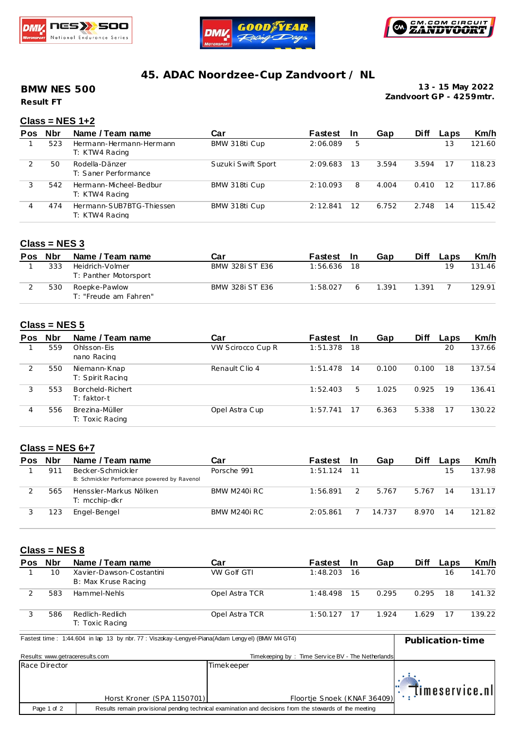# 45. ADAC Noordzee-Cup Zandvoort / NL

**BMW NES 500**

**Result FT**

**13 - 15 May 2022**
**Zandvoort GP - 4259mtr.**

## Class = NES 1+2

| Pos | Nbr | Name / Team name | Car | Fastest | In | Gap | Diff | Laps | Km/h |
|---|---|---|---|---|---|---|---|---|---|
| 1 | 523 | Hermann-Hermann-Hermann<br>T: KTW4 Racing | BMW 318ti Cup | 2:06.089 | 5 | | | 13 | 121.60 |
| 2 | 50 | Rodella-Dänzer<br>T: Saner Performance | Suzuki Swift Sport | 2:09.683 | 13 | 3.594 | 3.594 | 17 | 118.23 |
| 3 | 542 | Hermann-Micheel-Bedbur<br>T: KTW4 Racing | BMW 318ti Cup | 2:10.093 | 8 | 4.004 | 0.410 | 12 | 117.86 |
| 4 | 474 | Hermann-SUB7BTG-Thiessen<br>T: KTW4 Racing | BMW 318ti Cup | 2:12.841 | 12 | 6.752 | 2.748 | 14 | 115.42 |

## Class = NES 3

| Pos | Nbr | Name / Team name | Car | Fastest | In | Gap | Diff | Laps | Km/h |
|---|---|---|---|---|---|---|---|---|---|
| 1 | 333 | Heidrich-Volmer<br>T: Panther Motorsport | BMW 328i ST E36 | 1:56.636 | 18 | | | 19 | 131.46 |
| 2 | 530 | Roepke-Pawlow<br>T: "Freude am Fahren" | BMW 328i ST E36 | 1:58.027 | 6 | 1.391 | 1.391 | 7 | 129.91 |

## Class = NES 5

| Pos | Nbr | Name / Team name | Car | Fastest | In | Gap | Diff | Laps | Km/h |
|---|---|---|---|---|---|---|---|---|---|
| 1 | 559 | Ohlsson-Eis<br>nano Racing | VW Scirocco Cup R | 1:51.378 | 18 | | | 20 | 137.66 |
| 2 | 550 | Niemann-Knap<br>T: Spirit Racing | Renault Clio 4 | 1:51.478 | 14 | 0.100 | 0.100 | 18 | 137.54 |
| 3 | 553 | Borcheld-Richert<br>T: faktor-t | | 1:52.403 | 5 | 1.025 | 0.925 | 19 | 136.41 |
| 4 | 556 | Brezina-Müller<br>T: Toxic Racing | Opel Astra Cup | 1:57.741 | 17 | 6.363 | 5.338 | 17 | 130.22 |

## Class = NES 6+7

| Pos | Nbr | Name / Team name | Car | Fastest | In | Gap | Diff | Laps | Km/h |
|---|---|---|---|---|---|---|---|---|---|
| 1 | 911 | Becker-Schmickler<br>B: Schmickler Performance powered by Ravenol | Porsche 991 | 1:51.124 | 11 | | | 15 | 137.98 |
| 2 | 565 | Henssler-Markus Nölken<br>T: mcchip-dkr | BMW M240i RC | 1:56.891 | 2 | 5.767 | 5.767 | 14 | 131.17 |
| 3 | 123 | Engel-Bengel | BMW M240i RC | 2:05.861 | 7 | 14.737 | 8.970 | 14 | 121.82 |

## Class = NES 8

| Pos | Nbr | Name / Team name | Car | Fastest | In | Gap | Diff | Laps | Km/h |
|---|---|---|---|---|---|---|---|---|---|
| 1 | 10 | Xavier-Dawson-Costantini<br>B: Max Kruse Racing | VW Golf GTI | 1:48.203 | 16 | | | 16 | 141.70 |
| 2 | 583 | Hammel-Nehls | Opel Astra TCR | 1:48.498 | 15 | 0.295 | 0.295 | 18 | 141.32 |
| 3 | 586 | Redlich-Redlich<br>T: Toxic Racing | Opel Astra TCR | 1:50.127 | 17 | 1.924 | 1.629 | 17 | 139.22 |

Fastest time : 1:44.604 in lap 13 by nbr. 77 : Viszokay-Lengyel-Piana(Adam Lengyel) (BMW M4 GT4)

**Publication-time**

Results: www.getraceresults.com

Timekeeping by : Time Service BV - The Netherlands

| Race Director | Timekeeper |
|---|---|
| Horst Kroner (SPA 1150701) | Floortje Snoek (KNAF 36409) |

Results remain provisional pending technical examination and decisions from the stewards of the meeting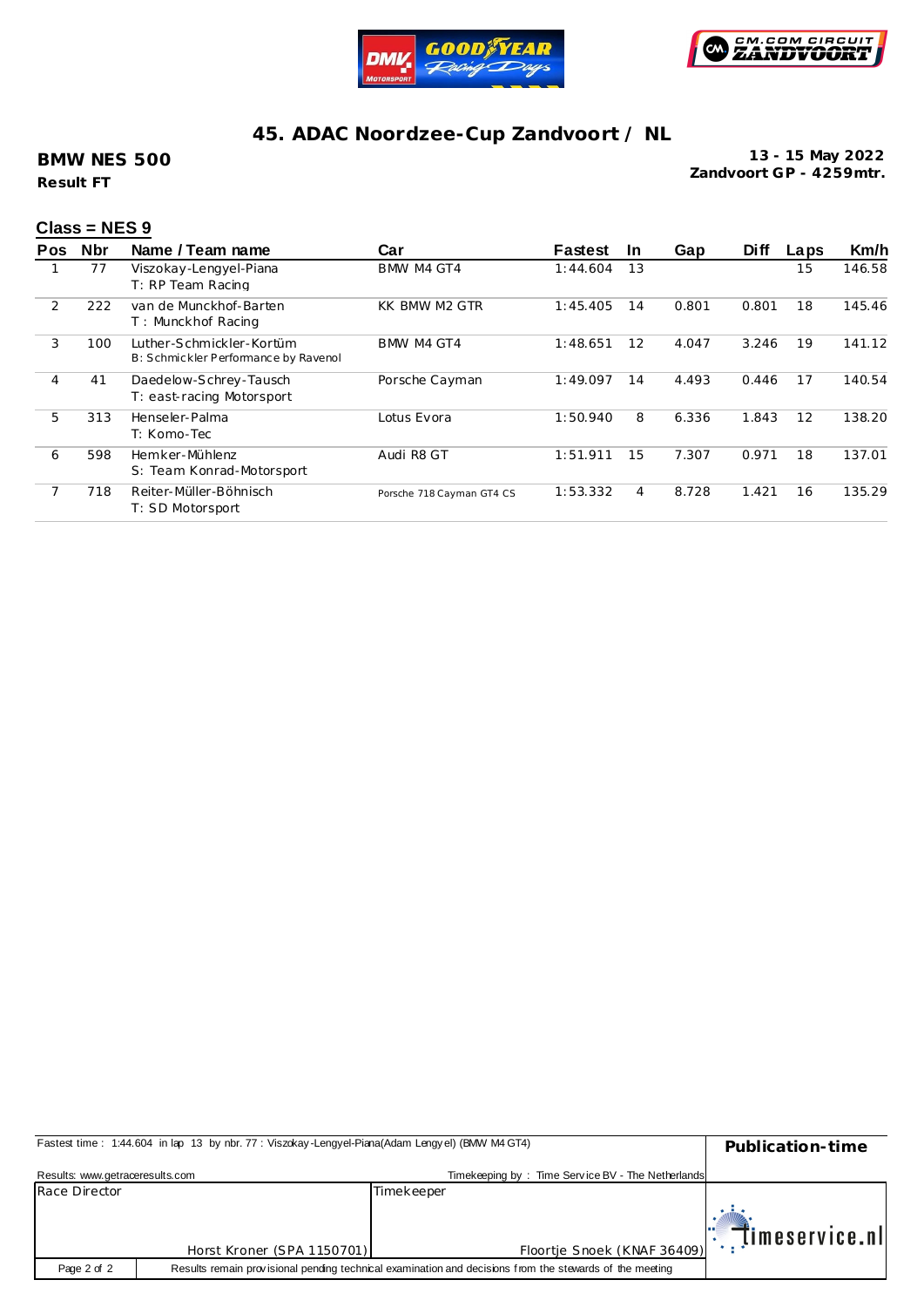# 45. ADAC Noordzee-Cup Zandvoort / NL

**BMW NES 500**
**Result FT**

**13 - 15 May 2022**
**Zandvoort GP - 4259mtr.**

## Class = NES 9

| Pos | Nbr | Name / Team name | Car | Fastest | In | Gap | Diff | Laps | Km/h |
|---|---|---|---|---|---|---|---|---|---|
| 1 | 77 | Viszokay-Lengyel-Piana<br>T: RP Team Racing | BMW M4 GT4 | 1:44.604 | 13 | | | 15 | 146.58 |
| 2 | 222 | van de Munckhof-Barten<br>T : Munckhof Racing | KK BMW M2 GTR | 1:45.405 | 14 | 0.801 | 0.801 | 18 | 145.46 |
| 3 | 100 | Luther-Schmickler-Kortüm<br>B: Schmickler Performance by Ravenol | BMW M4 GT4 | 1:48.651 | 12 | 4.047 | 3.246 | 19 | 141.12 |
| 4 | 41 | Daedelow-Schrey-Tausch<br>T: east-racing Motorsport | Porsche Cayman | 1:49.097 | 14 | 4.493 | 0.446 | 17 | 140.54 |
| 5 | 313 | Henseler-Palma<br>T: Komo-Tec | Lotus Evora | 1:50.940 | 8 | 6.336 | 1.843 | 12 | 138.20 |
| 6 | 598 | Hemker-Mühlenz<br>S: Team Konrad-Motorsport | Audi R8 GT | 1:51.911 | 15 | 7.307 | 0.971 | 18 | 137.01 |
| 7 | 718 | Reiter-Müller-Böhnisch<br>T: SD Motorsport | Porsche 718 Cayman GT4 CS | 1:53.332 | 4 | 8.728 | 1.421 | 16 | 135.29 |

Fastest time : 1:44.604 in lap 13 by nbr. 77 : Viszokay-Lengyel-Piana(Adam Lengyel) (BMW M4 GT4)

**Publication-time**

Results: www.getraceresults.com

Timekeeping by : Time Service BV - The Netherlands

| Race Director | Timekeeper |
|---|---|
| Horst Kroner (SPA 1150701) | Floortje Snoek (KNAF 36409) |

timeservice.nl

Results remain provisional pending technical examination and decisions from the stewards of the meeting